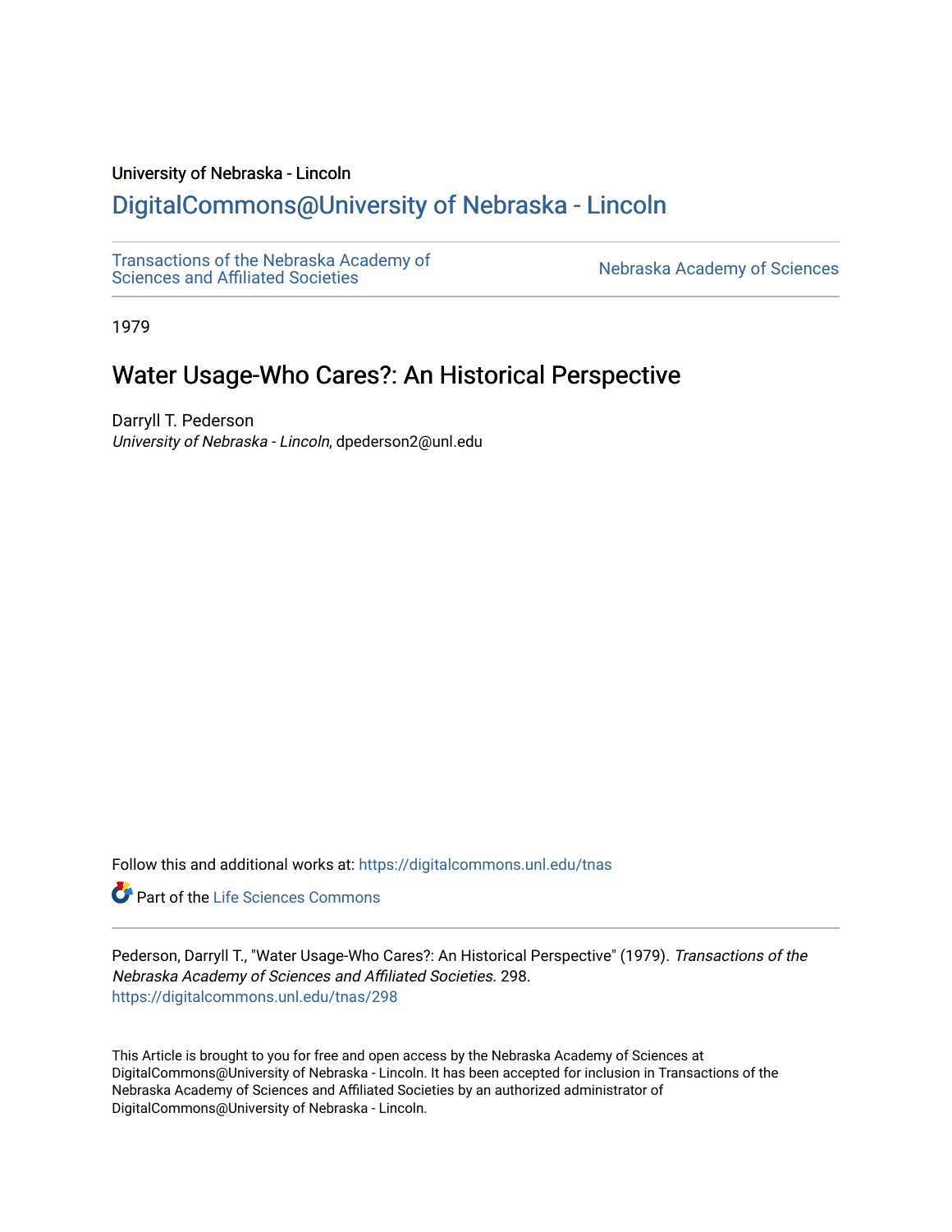University of Nebraska - Lincoln

## DigitalCommons@University of Nebraska - Lincoln

Transactions of the Nebraska Academy of Sciences and Affiliated Societies

Nebraska Academy of Sciences

1979

# Water Usage-Who Cares?: An Historical Perspective

Darryll T. Pederson
*University of Nebraska - Lincoln*, dpederson2@unl.edu

Follow this and additional works at: https://digitalcommons.unl.edu/tnas

Part of the Life Sciences Commons

Pederson, Darryll T., "Water Usage-Who Cares?: An Historical Perspective" (1979). *Transactions of the Nebraska Academy of Sciences and Affiliated Societies*. 298.
https://digitalcommons.unl.edu/tnas/298

This Article is brought to you for free and open access by the Nebraska Academy of Sciences at DigitalCommons@University of Nebraska - Lincoln. It has been accepted for inclusion in Transactions of the Nebraska Academy of Sciences and Affiliated Societies by an authorized administrator of DigitalCommons@University of Nebraska - Lincoln.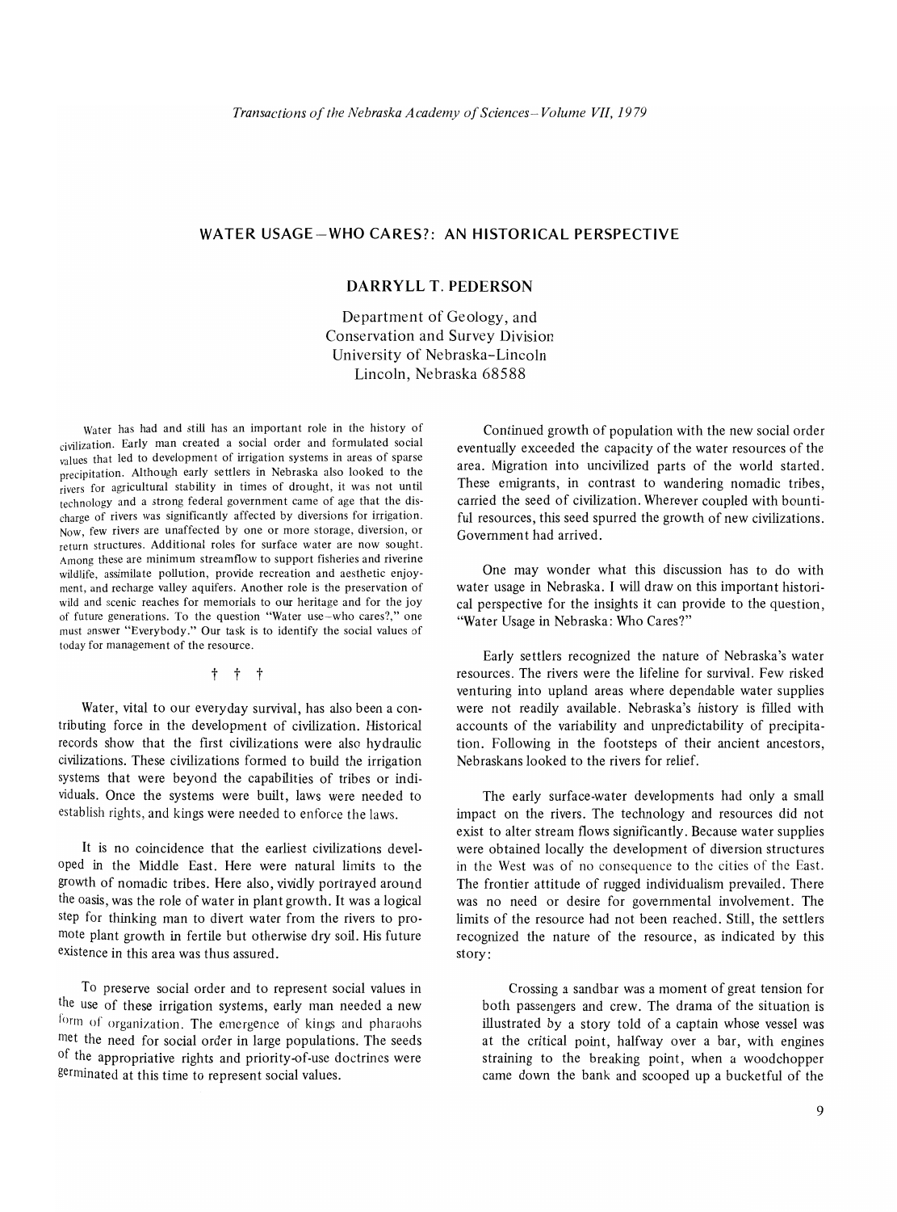## WATER USAGE — WHO CARES?: AN HISTORICAL PERSPECTIVE

### DARRYLL T. PEDERSON

Department of Geology, and
Conservation and Survey Division
University of Nebraska-Lincoln
Lincoln, Nebraska 68588

Water has had and still has an important role in the history of civilization. Early man created a social order and formulated social values that led to development of irrigation systems in areas of sparse precipitation. Although early settlers in Nebraska also looked to the rivers for agricultural stability in times of drought, it was not until technology and a strong federal government came of age that the discharge of rivers was significantly affected by diversions for irrigation. Now, few rivers are unaffected by one or more storage, diversion, or return structures. Additional roles for surface water are now sought. Among these are minimum streamflow to support fisheries and riverine wildlife, assimilate pollution, provide recreation and aesthetic enjoyment, and recharge valley aquifers. Another role is the preservation of wild and scenic reaches for memorials to our heritage and for the joy of future generations. To the question "Water use—who cares?," one must answer "Everybody." Our task is to identify the social values of today for management of the resource.

† † †

Water, vital to our everyday survival, has also been a contributing force in the development of civilization. Historical records show that the first civilizations were also hydraulic civilizations. These civilizations formed to build the irrigation systems that were beyond the capabilities of tribes or individuals. Once the systems were built, laws were needed to establish rights, and kings were needed to enforce the laws.

It is no coincidence that the earliest civilizations developed in the Middle East. Here were natural limits to the growth of nomadic tribes. Here also, vividly portrayed around the oasis, was the role of water in plant growth. It was a logical step for thinking man to divert water from the rivers to promote plant growth in fertile but otherwise dry soil. His future existence in this area was thus assured.

To preserve social order and to represent social values in the use of these irrigation systems, early man needed a new form of organization. The emergence of kings and pharaohs met the need for social order in large populations. The seeds of the appropriative rights and priority-of-use doctrines were germinated at this time to represent social values.

Continued growth of population with the new social order eventually exceeded the capacity of the water resources of the area. Migration into uncivilized parts of the world started. These emigrants, in contrast to wandering nomadic tribes, carried the seed of civilization. Wherever coupled with bountiful resources, this seed spurred the growth of new civilizations. Government had arrived.

One may wonder what this discussion has to do with water usage in Nebraska. I will draw on this important historical perspective for the insights it can provide to the question, "Water Usage in Nebraska: Who Cares?"

Early settlers recognized the nature of Nebraska's water resources. The rivers were the lifeline for survival. Few risked venturing into upland areas where dependable water supplies were not readily available. Nebraska's history is filled with accounts of the variability and unpredictability of precipitation. Following in the footsteps of their ancient ancestors, Nebraskans looked to the rivers for relief.

The early surface-water developments had only a small impact on the rivers. The technology and resources did not exist to alter stream flows significantly. Because water supplies were obtained locally the development of diversion structures in the West was of no consequence to the cities of the East. The frontier attitude of rugged individualism prevailed. There was no need or desire for governmental involvement. The limits of the resource had not been reached. Still, the settlers recognized the nature of the resource, as indicated by this story:

> Crossing a sandbar was a moment of great tension for both passengers and crew. The drama of the situation is illustrated by a story told of a captain whose vessel was at the critical point, halfway over a bar, with engines straining to the breaking point, when a woodchopper came down the bank and scooped up a bucketful of the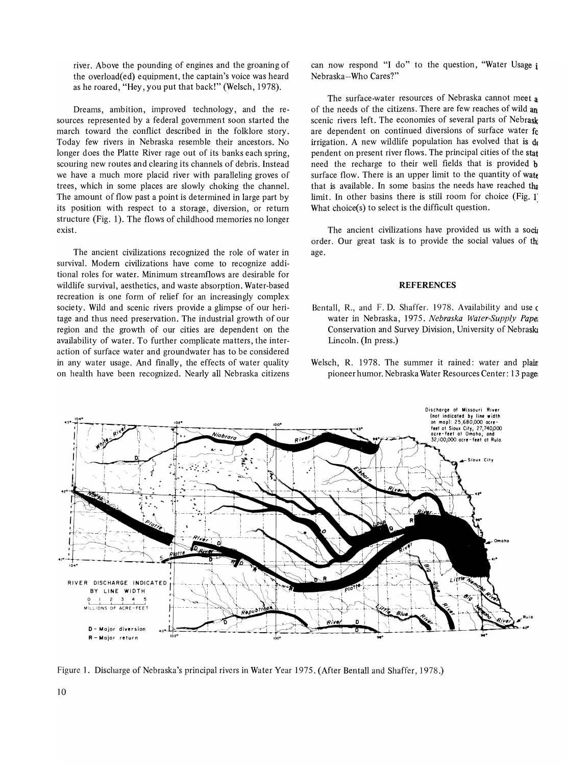river. Above the pounding of engines and the groaning of the overload(ed) equipment, the captain's voice was heard as he roared, "Hey, you put that back!" (Welsch, 1978).

Dreams, ambition, improved technology, and the resources represented by a federal government soon started the march toward the conflict described in the folklore story. Today few rivers in Nebraska resemble their ancestors. No longer does the Platte River rage out of its banks each spring, scouring new routes and clearing its channels of debris. Instead we have a much more placid river with paralleling groves of trees, which in some places are slowly choking the channel. The amount of flow past a point is determined in large part by its position with respect to a storage, diversion, or return structure (Fig. 1). The flows of childhood memories no longer exist.

The ancient civilizations recognized the role of water in survival. Modern civilizations have come to recognize additional roles for water. Minimum streamflows are desirable for wildlife survival, aesthetics, and waste absorption. Water-based recreation is one form of relief for an increasingly complex society. Wild and scenic rivers provide a glimpse of our heritage and thus need preservation. The industrial growth of our region and the growth of our cities are dependent on the availability of water. To further complicate matters, the interaction of surface water and groundwater has to be considered in any water usage. And finally, the effects of water quality on health have been recognized. Nearly all Nebraska citizens can now respond "I do" to the question, "Water Usage i Nebraska–Who Cares?"

The surface-water resources of Nebraska cannot meet a of the needs of the citizens. There are few reaches of wild an scenic rivers left. The economies of several parts of Nebrask are dependent on continued diversions of surface water fo irrigation. A new wildlife population has evolved that is de pendent on present river flows. The principal cities of the stat need the recharge to their well fields that is provided b surface flow. There is an upper limit to the quantity of wate that is available. In some basins the needs have reached tha limit. In other basins there is still room for choice (Fig. 1) What choice(s) to select is the difficult question.

The ancient civilizations have provided us with a soci order. Our great task is to provide the social values of th age.

## REFERENCES

Bentall, R., and F. D. Shaffer. 1978. Availability and use c water in Nebraska, 1975. *Nebraska Water-Supply Pape* Conservation and Survey Division, University of Nebrask Lincoln. (In press.)

Welsch, R. 1978. The summer it rained: water and plain pioneer humor. Nebraska Water Resources Center: 13 page

Discharge of Missouri River (not indicated by line width on map): 25,680,000 acre-feet at Sioux City; 27,740,000 acre-feet at Omaha; and 32,100,000 acre-feet at Rulo.

RIVER DISCHARGE INDICATED BY LINE WIDTH

0 1 2 3 4 5

MILLIONS OF ACRE-FEET

D - Major diversion

R - Major return

Figure 1. Discharge of Nebraska's principal rivers in Water Year 1975. (After Bentall and Shaffer, 1978.)